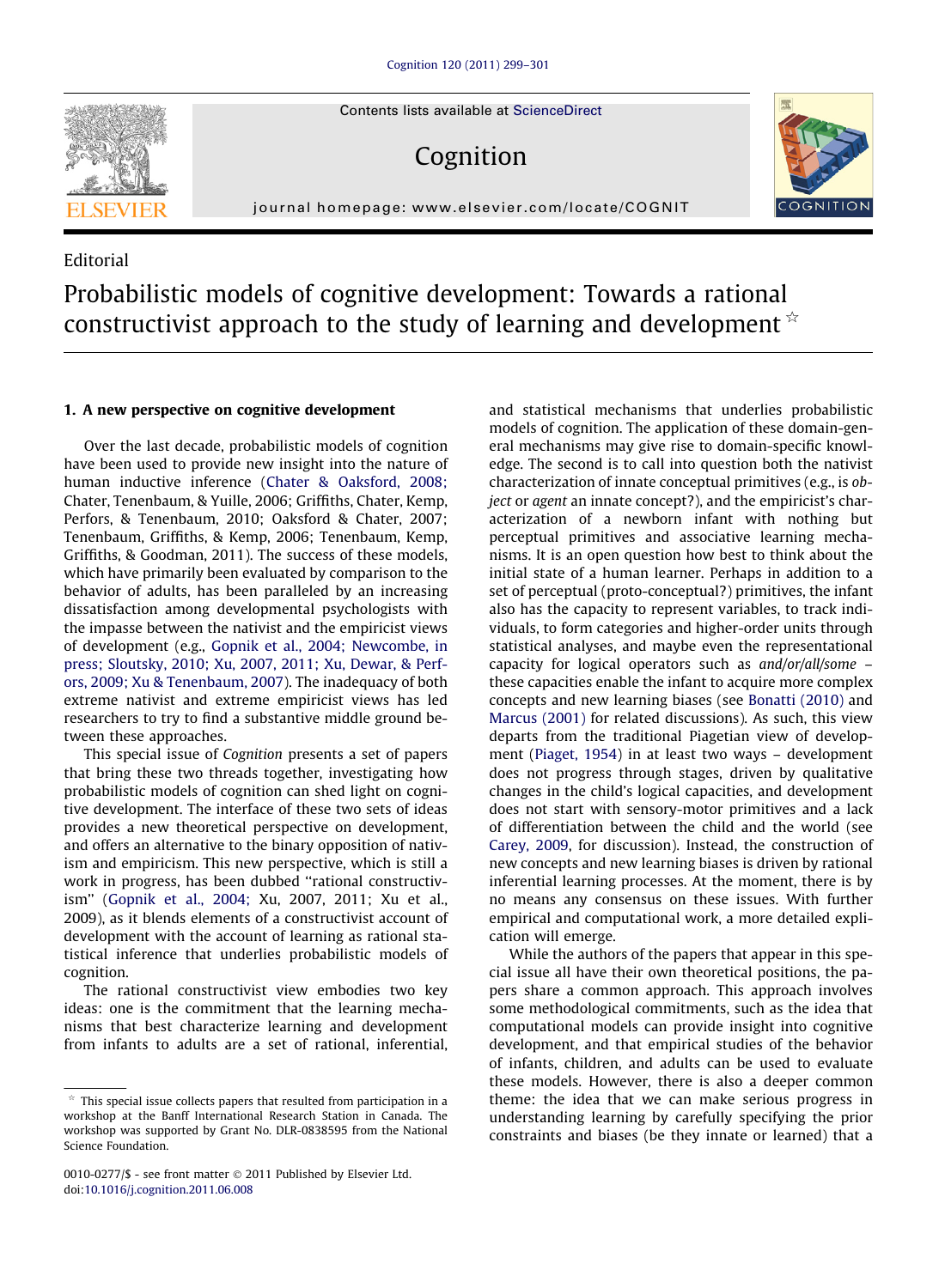Contents lists available at ScienceDirect

# Cognition

journal homepage: www.elsevier.com/locate/COGNIT

Editorial

# Probabilistic models of cognitive development: Towards a rational constructivist approach to the study of learning and development ☆

## 1. A new perspective on cognitive development

Over the last decade, probabilistic models of cognition have been used to provide new insight into the nature of human inductive inference (Chater & Oaksford, 2008; Chater, Tenenbaum, & Yuille, 2006; Griffiths, Chater, Kemp, Perfors, & Tenenbaum, 2010; Oaksford & Chater, 2007; Tenenbaum, Griffiths, & Kemp, 2006; Tenenbaum, Kemp, Griffiths, & Goodman, 2011). The success of these models, which have primarily been evaluated by comparison to the behavior of adults, has been paralleled by an increasing dissatisfaction among developmental psychologists with the impasse between the nativist and the empiricist views of development (e.g., Gopnik et al., 2004; Newcombe, in press; Sloutsky, 2010; Xu, 2007, 2011; Xu, Dewar, & Perfors, 2009; Xu & Tenenbaum, 2007). The inadequacy of both extreme nativist and extreme empiricist views has led researchers to try to find a substantive middle ground between these approaches.

This special issue of *Cognition* presents a set of papers that bring these two threads together, investigating how probabilistic models of cognition can shed light on cognitive development. The interface of these two sets of ideas provides a new theoretical perspective on development, and offers an alternative to the binary opposition of nativism and empiricism. This new perspective, which is still a work in progress, has been dubbed "rational constructivism" (Gopnik et al., 2004; Xu, 2007, 2011; Xu et al., 2009), as it blends elements of a constructivist account of development with the account of learning as rational statistical inference that underlies probabilistic models of cognition.

The rational constructivist view embodies two key ideas: one is the commitment that the learning mechanisms that best characterize learning and development from infants to adults are a set of rational, inferential, and statistical mechanisms that underlies probabilistic models of cognition. The application of these domain-general mechanisms may give rise to domain-specific knowledge. The second is to call into question both the nativist characterization of innate conceptual primitives (e.g., is *object* or *agent* an innate concept?), and the empiricist's characterization of a newborn infant with nothing but perceptual primitives and associative learning mechanisms. It is an open question how best to think about the initial state of a human learner. Perhaps in addition to a set of perceptual (proto-conceptual?) primitives, the infant also has the capacity to represent variables, to track individuals, to form categories and higher-order units through statistical analyses, and maybe even the representational capacity for logical operators such as *and/or/all/some* – these capacities enable the infant to acquire more complex concepts and new learning biases (see Bonatti (2010) and Marcus (2001) for related discussions). As such, this view departs from the traditional Piagetian view of development (Piaget, 1954) in at least two ways – development does not progress through stages, driven by qualitative changes in the child's logical capacities, and development does not start with sensory-motor primitives and a lack of differentiation between the child and the world (see Carey, 2009, for discussion). Instead, the construction of new concepts and new learning biases is driven by rational inferential learning processes. At the moment, there is by no means any consensus on these issues. With further empirical and computational work, a more detailed explication will emerge.

While the authors of the papers that appear in this special issue all have their own theoretical positions, the papers share a common approach. This approach involves some methodological commitments, such as the idea that computational models can provide insight into cognitive development, and that empirical studies of the behavior of infants, children, and adults can be used to evaluate these models. However, there is also a deeper common theme: the idea that we can make serious progress in understanding learning by carefully specifying the prior constraints and biases (be they innate or learned) that a

☆ This special issue collects papers that resulted from participation in a workshop at the Banff International Research Station in Canada. The workshop was supported by Grant No. DLR-0838595 from the National Science Foundation.

0010-0277/$ - see front matter © 2011 Published by Elsevier Ltd.
doi:10.1016/j.cognition.2011.06.008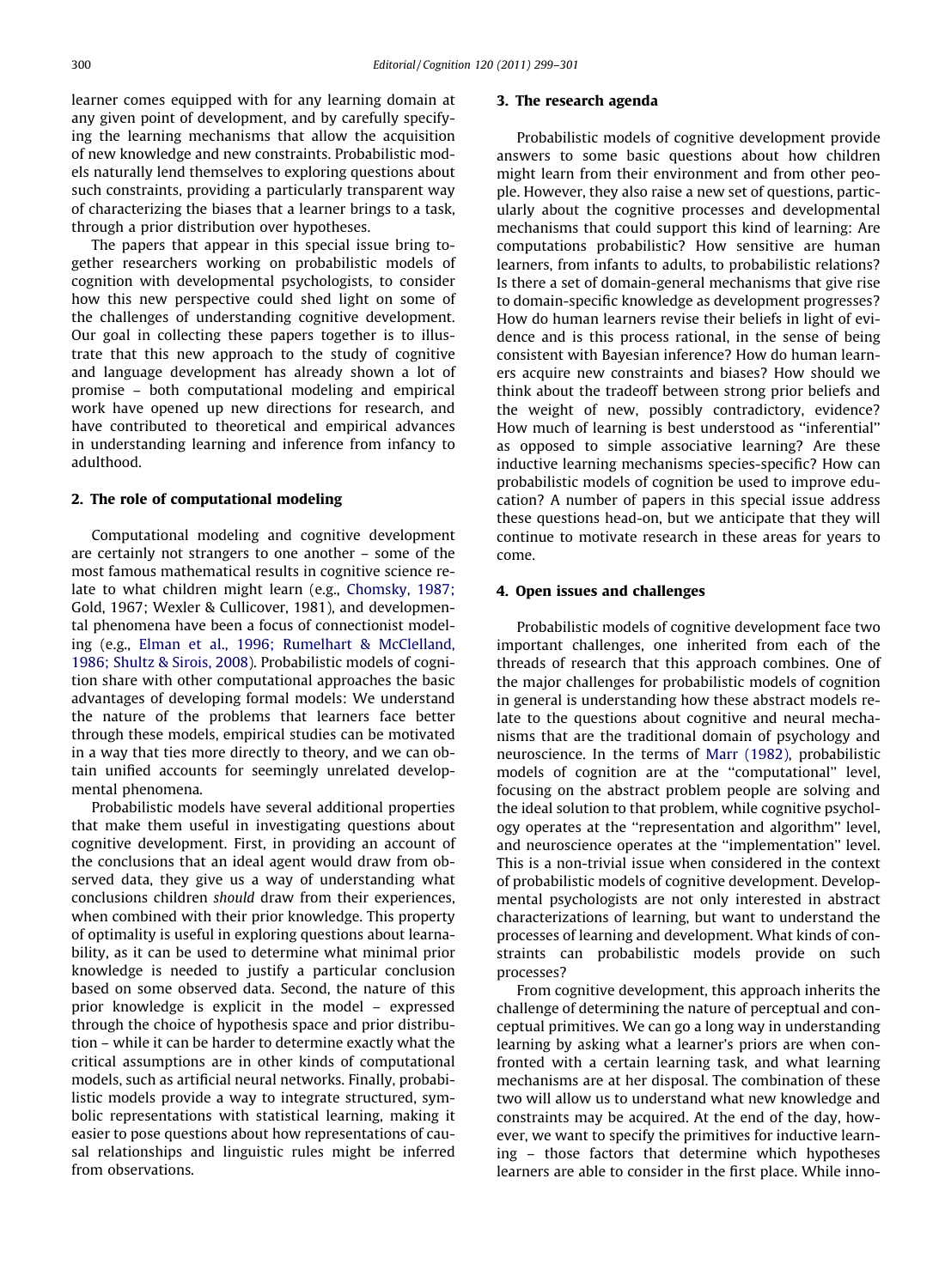learner comes equipped with for any learning domain at any given point of development, and by carefully specifying the learning mechanisms that allow the acquisition of new knowledge and new constraints. Probabilistic models naturally lend themselves to exploring questions about such constraints, providing a particularly transparent way of characterizing the biases that a learner brings to a task, through a prior distribution over hypotheses.

The papers that appear in this special issue bring together researchers working on probabilistic models of cognition with developmental psychologists, to consider how this new perspective could shed light on some of the challenges of understanding cognitive development. Our goal in collecting these papers together is to illustrate that this new approach to the study of cognitive and language development has already shown a lot of promise – both computational modeling and empirical work have opened up new directions for research, and have contributed to theoretical and empirical advances in understanding learning and inference from infancy to adulthood.

## 2. The role of computational modeling

Computational modeling and cognitive development are certainly not strangers to one another – some of the most famous mathematical results in cognitive science relate to what children might learn (e.g., Chomsky, 1987; Gold, 1967; Wexler & Cullicover, 1981), and developmental phenomena have been a focus of connectionist modeling (e.g., Elman et al., 1996; Rumelhart & McClelland, 1986; Shultz & Sirois, 2008). Probabilistic models of cognition share with other computational approaches the basic advantages of developing formal models: We understand the nature of the problems that learners face better through these models, empirical studies can be motivated in a way that ties more directly to theory, and we can obtain unified accounts for seemingly unrelated developmental phenomena.

Probabilistic models have several additional properties that make them useful in investigating questions about cognitive development. First, in providing an account of the conclusions that an ideal agent would draw from observed data, they give us a way of understanding what conclusions children *should* draw from their experiences, when combined with their prior knowledge. This property of optimality is useful in exploring questions about learnability, as it can be used to determine what minimal prior knowledge is needed to justify a particular conclusion based on some observed data. Second, the nature of this prior knowledge is explicit in the model – expressed through the choice of hypothesis space and prior distribution – while it can be harder to determine exactly what the critical assumptions are in other kinds of computational models, such as artificial neural networks. Finally, probabilistic models provide a way to integrate structured, symbolic representations with statistical learning, making it easier to pose questions about how representations of causal relationships and linguistic rules might be inferred from observations.

## 3. The research agenda

Probabilistic models of cognitive development provide answers to some basic questions about how children might learn from their environment and from other people. However, they also raise a new set of questions, particularly about the cognitive processes and developmental mechanisms that could support this kind of learning: Are computations probabilistic? How sensitive are human learners, from infants to adults, to probabilistic relations? Is there a set of domain-general mechanisms that give rise to domain-specific knowledge as development progresses? How do human learners revise their beliefs in light of evidence and is this process rational, in the sense of being consistent with Bayesian inference? How do human learners acquire new constraints and biases? How should we think about the tradeoff between strong prior beliefs and the weight of new, possibly contradictory, evidence? How much of learning is best understood as "inferential" as opposed to simple associative learning? Are these inductive learning mechanisms species-specific? How can probabilistic models of cognition be used to improve education? A number of papers in this special issue address these questions head-on, but we anticipate that they will continue to motivate research in these areas for years to come.

## 4. Open issues and challenges

Probabilistic models of cognitive development face two important challenges, one inherited from each of the threads of research that this approach combines. One of the major challenges for probabilistic models of cognition in general is understanding how these abstract models relate to the questions about cognitive and neural mechanisms that are the traditional domain of psychology and neuroscience. In the terms of Marr (1982), probabilistic models of cognition are at the "computational" level, focusing on the abstract problem people are solving and the ideal solution to that problem, while cognitive psychology operates at the "representation and algorithm" level, and neuroscience operates at the "implementation" level. This is a non-trivial issue when considered in the context of probabilistic models of cognitive development. Developmental psychologists are not only interested in abstract characterizations of learning, but want to understand the processes of learning and development. What kinds of constraints can probabilistic models provide on such processes?

From cognitive development, this approach inherits the challenge of determining the nature of perceptual and conceptual primitives. We can go a long way in understanding learning by asking what a learner's priors are when confronted with a certain learning task, and what learning mechanisms are at her disposal. The combination of these two will allow us to understand what new knowledge and constraints may be acquired. At the end of the day, however, we want to specify the primitives for inductive learning – those factors that determine which hypotheses learners are able to consider in the first place. While inno-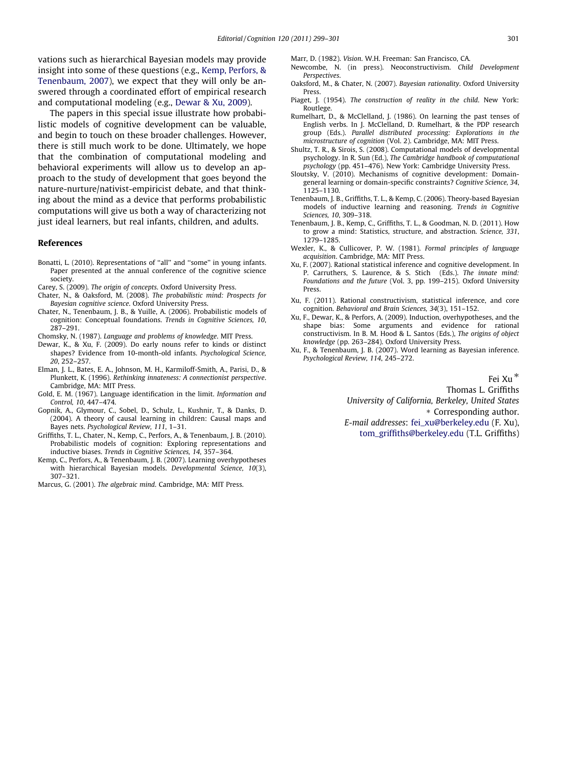vations such as hierarchical Bayesian models may provide insight into some of these questions (e.g., Kemp, Perfors, & Tenenbaum, 2007), we expect that they will only be answered through a coordinated effort of empirical research and computational modeling (e.g., Dewar & Xu, 2009).

The papers in this special issue illustrate how probabilistic models of cognitive development can be valuable, and begin to touch on these broader challenges. However, there is still much work to be done. Ultimately, we hope that the combination of computational modeling and behavioral experiments will allow us to develop an approach to the study of development that goes beyond the nature-nurture/nativist-empiricist debate, and that thinking about the mind as a device that performs probabilistic computations will give us both a way of characterizing not just ideal learners, but real infants, children, and adults.

## References

Bonatti, L. (2010). Representations of "all" and "some" in young infants. Paper presented at the annual conference of the cognitive science society.

Carey, S. (2009). *The origin of concepts*. Oxford University Press.

Chater, N., & Oaksford, M. (2008). *The probabilistic mind: Prospects for Bayesian cognitive science*. Oxford University Press.

Chater, N., Tenenbaum, J. B., & Yuille, A. (2006). Probabilistic models of cognition: Conceptual foundations. *Trends in Cognitive Sciences, 10*, 287–291.

Chomsky, N. (1987). *Language and problems of knowledge*. MIT Press.

Dewar, K., & Xu, F. (2009). Do early nouns refer to kinds or distinct shapes? Evidence from 10-month-old infants. *Psychological Science, 20*, 252–257.

Elman, J. L., Bates, E. A., Johnson, M. H., Karmiloff-Smith, A., Parisi, D., & Plunkett, K. (1996). *Rethinking innateness: A connectionist perspective*. Cambridge, MA: MIT Press.

Gold, E. M. (1967). Language identification in the limit. *Information and Control, 10*, 447–474.

Gopnik, A., Glymour, C., Sobel, D., Schulz, L., Kushnir, T., & Danks, D. (2004). A theory of causal learning in children: Causal maps and Bayes nets. *Psychological Review, 111*, 1–31.

Griffiths, T. L., Chater, N., Kemp, C., Perfors, A., & Tenenbaum, J. B. (2010). Probabilistic models of cognition: Exploring representations and inductive biases. *Trends in Cognitive Sciences, 14*, 357–364.

Kemp, C., Perfors, A., & Tenenbaum, J. B. (2007). Learning overhypotheses with hierarchical Bayesian models. *Developmental Science, 10*(3), 307–321.

Marcus, G. (2001). *The algebraic mind*. Cambridge, MA: MIT Press.

Marr, D. (1982). *Vision*. W.H. Freeman: San Francisco, CA.

Newcombe, N. (in press). Neoconstructivism. *Child Development Perspectives*.

Oaksford, M., & Chater, N. (2007). *Bayesian rationality*. Oxford University Press.

Piaget, J. (1954). *The construction of reality in the child*. New York: Routlege.

Rumelhart, D., & McClelland, J. (1986). On learning the past tenses of English verbs. In J. McClelland, D. Rumelhart, & the PDP research group (Eds.). *Parallel distributed processing: Explorations in the microstructure of cognition* (Vol. 2). Cambridge, MA: MIT Press.

Shultz, T. R., & Sirois, S. (2008). Computational models of developmental psychology. In R. Sun (Ed.), *The Cambridge handbook of computational psychology* (pp. 451–476). New York: Cambridge University Press.

Sloutsky, V. (2010). Mechanisms of cognitive development: Domain-general learning or domain-specific constraints? *Cognitive Science, 34*, 1125–1130.

Tenenbaum, J. B., Griffiths, T. L., & Kemp, C. (2006). Theory-based Bayesian models of inductive learning and reasoning. *Trends in Cognitive Sciences, 10*, 309–318.

Tenenbaum, J. B., Kemp, C., Griffiths, T. L., & Goodman, N. D. (2011). How to grow a mind: Statistics, structure, and abstraction. *Science, 331*, 1279–1285.

Wexler, K., & Cullicover, P. W. (1981). *Formal principles of language acquisition*. Cambridge, MA: MIT Press.

Xu, F. (2007). Rational statistical inference and cognitive development. In P. Carruthers, S. Laurence, & S. Stich (Eds.). *The innate mind: Foundations and the future* (Vol. 3, pp. 199–215). Oxford University Press.

Xu, F. (2011). Rational constructivism, statistical inference, and core cognition. *Behavioral and Brain Sciences, 34*(3), 151–152.

Xu, F., Dewar, K., & Perfors, A. (2009). Induction, overhypotheses, and the shape bias: Some arguments and evidence for rational constructivism. In B. M. Hood & L. Santos (Eds.), *The origins of object knowledge* (pp. 263–284). Oxford University Press.

Xu, F., & Tenenbaum, J. B. (2007). Word learning as Bayesian inference. *Psychological Review, 114*, 245–272.

Fei Xu *
Thomas L. Griffiths
*University of California, Berkeley, United States*
* Corresponding author.
*E-mail addresses*: fei_xu@berkeley.edu (F. Xu), tom_griffiths@berkeley.edu (T.L. Griffiths)